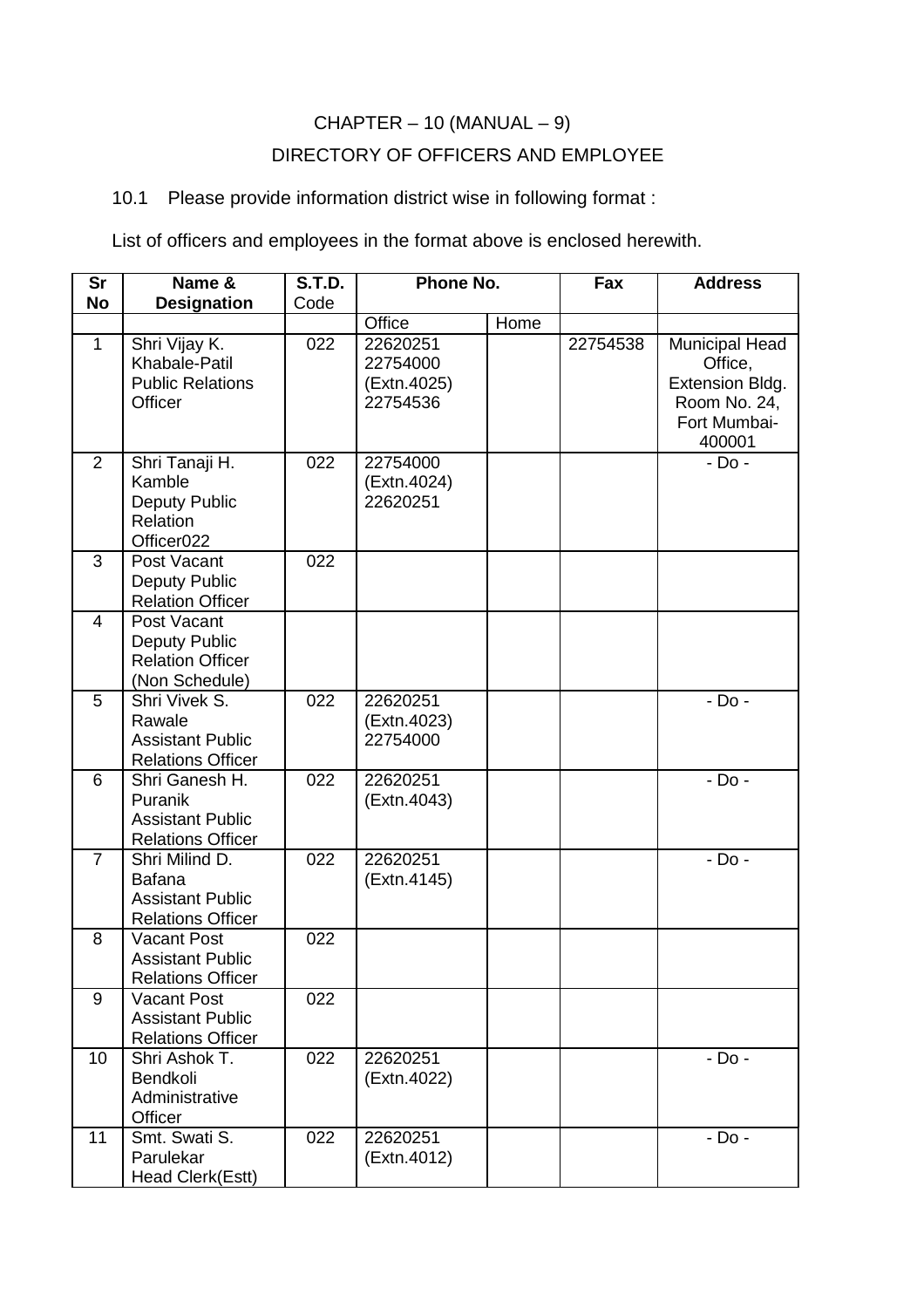CHAPTER – 10 (MANUAL – 9)

DIRECTORY OF OFFICERS AND EMPLOYEE

10.1 Please provide information district wise in following format :

List of officers and employees in the format above is enclosed herewith.

| Sr No | Name & Designation | S.T.D. Code | Phone No. | | Fax | Address |
|---|---|---|---|---|---|---|
| | | | Office | Home | | |
| 1 | Shri Vijay K. Khabale-Patil Public Relations Officer | 022 | 22620251 22754000 (Extn.4025) 22754536 | | 22754538 | Municipal Head Office, Extension Bldg. Room No. 24, Fort Mumbai-400001 |
| 2 | Shri Tanaji H. Kamble Deputy Public Relation Officer022 | 022 | 22754000 (Extn.4024) 22620251 | | | - Do - |
| 3 | Post Vacant Deputy Public Relation Officer | 022 | | | | |
| 4 | Post Vacant Deputy Public Relation Officer (Non Schedule) | | | | | |
| 5 | Shri Vivek S. Rawale Assistant Public Relations Officer | 022 | 22620251 (Extn.4023) 22754000 | | | - Do - |
| 6 | Shri Ganesh H. Puranik Assistant Public Relations Officer | 022 | 22620251 (Extn.4043) | | | - Do - |
| 7 | Shri Milind D. Bafana Assistant Public Relations Officer | 022 | 22620251 (Extn.4145) | | | - Do - |
| 8 | Vacant Post Assistant Public Relations Officer | 022 | | | | |
| 9 | Vacant Post Assistant Public Relations Officer | 022 | | | | |
| 10 | Shri Ashok T. Bendkoli Administrative Officer | 022 | 22620251 (Extn.4022) | | | - Do - |
| 11 | Smt. Swati S. Parulekar Head Clerk(Estt) | 022 | 22620251 (Extn.4012) | | | - Do - |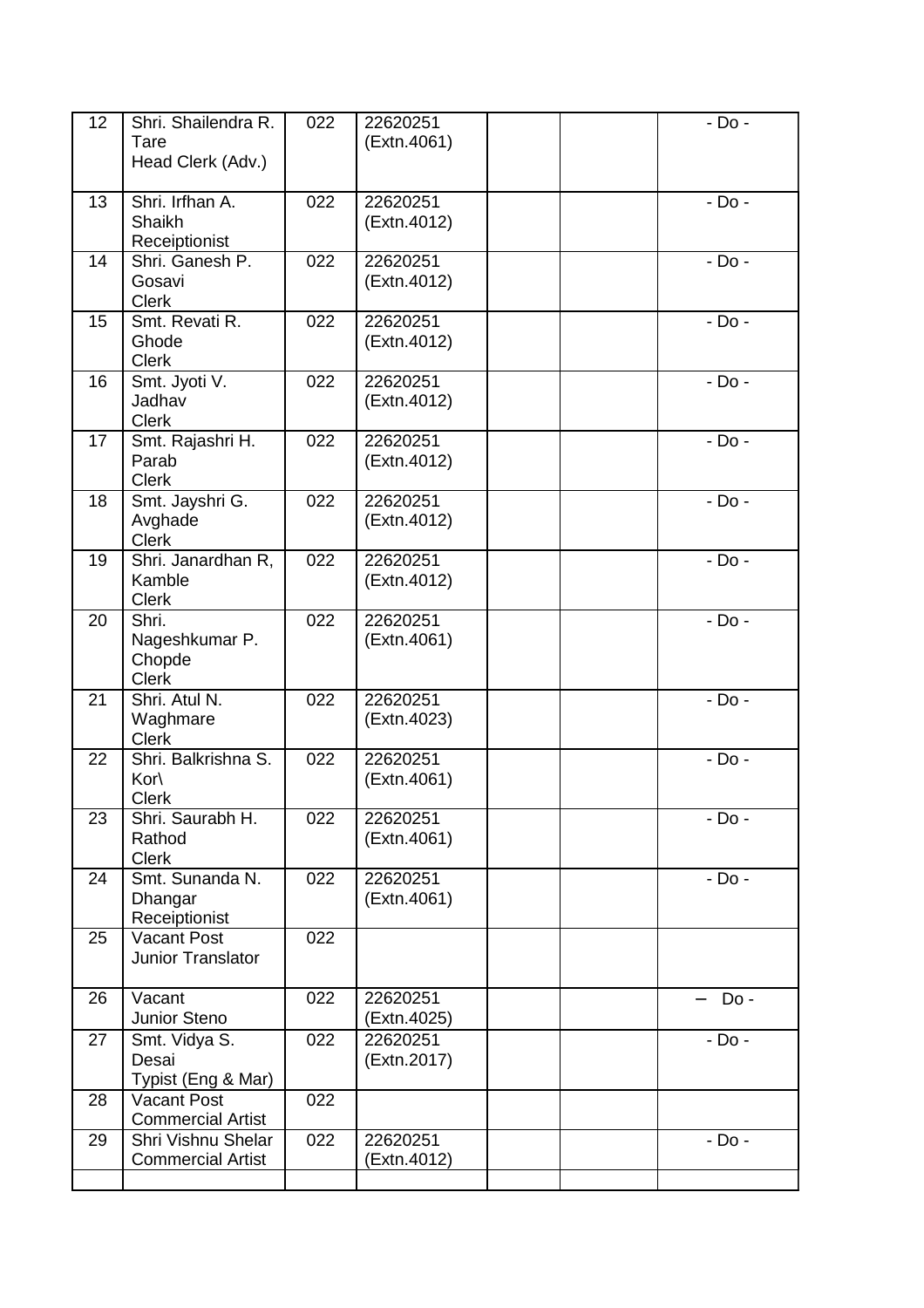| | | | | | | |
|---|---|---|---|---|---|---|
| 12 | Shri. Shailendra R. Tare Head Clerk (Adv.) | 022 | 22620251 (Extn.4061) | | | - Do - |
| 13 | Shri. Irfhan A. Shaikh Receiptionist | 022 | 22620251 (Extn.4012) | | | - Do - |
| 14 | Shri. Ganesh P. Gosavi Clerk | 022 | 22620251 (Extn.4012) | | | - Do - |
| 15 | Smt. Revati R. Ghode Clerk | 022 | 22620251 (Extn.4012) | | | - Do - |
| 16 | Smt. Jyoti V. Jadhav Clerk | 022 | 22620251 (Extn.4012) | | | - Do - |
| 17 | Smt. Rajashri H. Parab Clerk | 022 | 22620251 (Extn.4012) | | | - Do - |
| 18 | Smt. Jayshri G. Avghade Clerk | 022 | 22620251 (Extn.4012) | | | - Do - |
| 19 | Shri. Janardhan R, Kamble Clerk | 022 | 22620251 (Extn.4012) | | | - Do - |
| 20 | Shri. Nageshkumar P. Chopde Clerk | 022 | 22620251 (Extn.4061) | | | - Do - |
| 21 | Shri. Atul N. Waghmare Clerk | 022 | 22620251 (Extn.4023) | | | - Do - |
| 22 | Shri. Balkrishna S. Kor\ Clerk | 022 | 22620251 (Extn.4061) | | | - Do - |
| 23 | Shri. Saurabh H. Rathod Clerk | 022 | 22620251 (Extn.4061) | | | - Do - |
| 24 | Smt. Sunanda N. Dhangar Receiptionist | 022 | 22620251 (Extn.4061) | | | - Do - |
| 25 | Vacant Post Junior Translator | 022 | | | | |
| 26 | Vacant Junior Steno | 022 | 22620251 (Extn.4025) | | | – Do - |
| 27 | Smt. Vidya S. Desai Typist (Eng & Mar) | 022 | 22620251 (Extn.2017) | | | - Do - |
| 28 | Vacant Post Commercial Artist | 022 | | | | |
| 29 | Shri Vishnu Shelar Commercial Artist | 022 | 22620251 (Extn.4012) | | | - Do - |
| | | | | | | |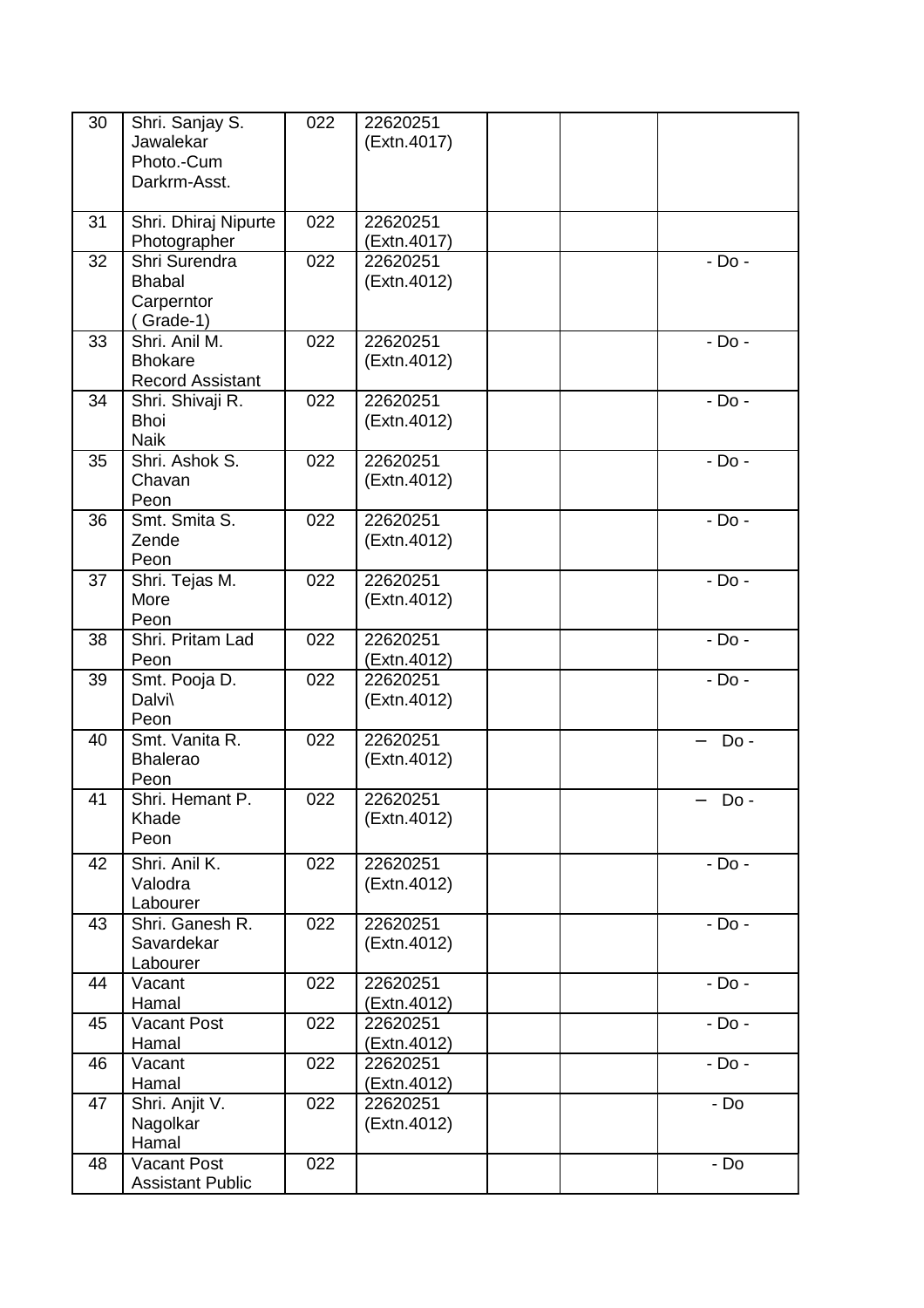| | | | | | | |
|---|---|---|---|---|---|---|
| 30 | Shri. Sanjay S. Jawalekar Photo.-Cum Darkrm-Asst. | 022 | 22620251 (Extn.4017) | | | |
| 31 | Shri. Dhiraj Nipurte Photographer | 022 | 22620251 (Extn.4017) | | | |
| 32 | Shri Surendra Bhabal Carperntor ( Grade-1) | 022 | 22620251 (Extn.4012) | | | - Do - |
| 33 | Shri. Anil M. Bhokare Record Assistant | 022 | 22620251 (Extn.4012) | | | - Do - |
| 34 | Shri. Shivaji R. Bhoi Naik | 022 | 22620251 (Extn.4012) | | | - Do - |
| 35 | Shri. Ashok S. Chavan Peon | 022 | 22620251 (Extn.4012) | | | - Do - |
| 36 | Smt. Smita S. Zende Peon | 022 | 22620251 (Extn.4012) | | | - Do - |
| 37 | Shri. Tejas M. More Peon | 022 | 22620251 (Extn.4012) | | | - Do - |
| 38 | Shri. Pritam Lad Peon | 022 | 22620251 (Extn.4012) | | | - Do - |
| 39 | Smt. Pooja D. Dalvi\ Peon | 022 | 22620251 (Extn.4012) | | | - Do - |
| 40 | Smt. Vanita R. Bhalerao Peon | 022 | 22620251 (Extn.4012) | | | – Do - |
| 41 | Shri. Hemant P. Khade Peon | 022 | 22620251 (Extn.4012) | | | – Do - |
| 42 | Shri. Anil K. Valodra Labourer | 022 | 22620251 (Extn.4012) | | | - Do - |
| 43 | Shri. Ganesh R. Savardekar Labourer | 022 | 22620251 (Extn.4012) | | | - Do - |
| 44 | Vacant Hamal | 022 | 22620251 (Extn.4012) | | | - Do - |
| 45 | Vacant Post Hamal | 022 | 22620251 (Extn.4012) | | | - Do - |
| 46 | Vacant Hamal | 022 | 22620251 (Extn.4012) | | | - Do - |
| 47 | Shri. Anjit V. Nagolkar Hamal | 022 | 22620251 (Extn.4012) | | | - Do |
| 48 | Vacant Post Assistant Public | 022 | | | | - Do |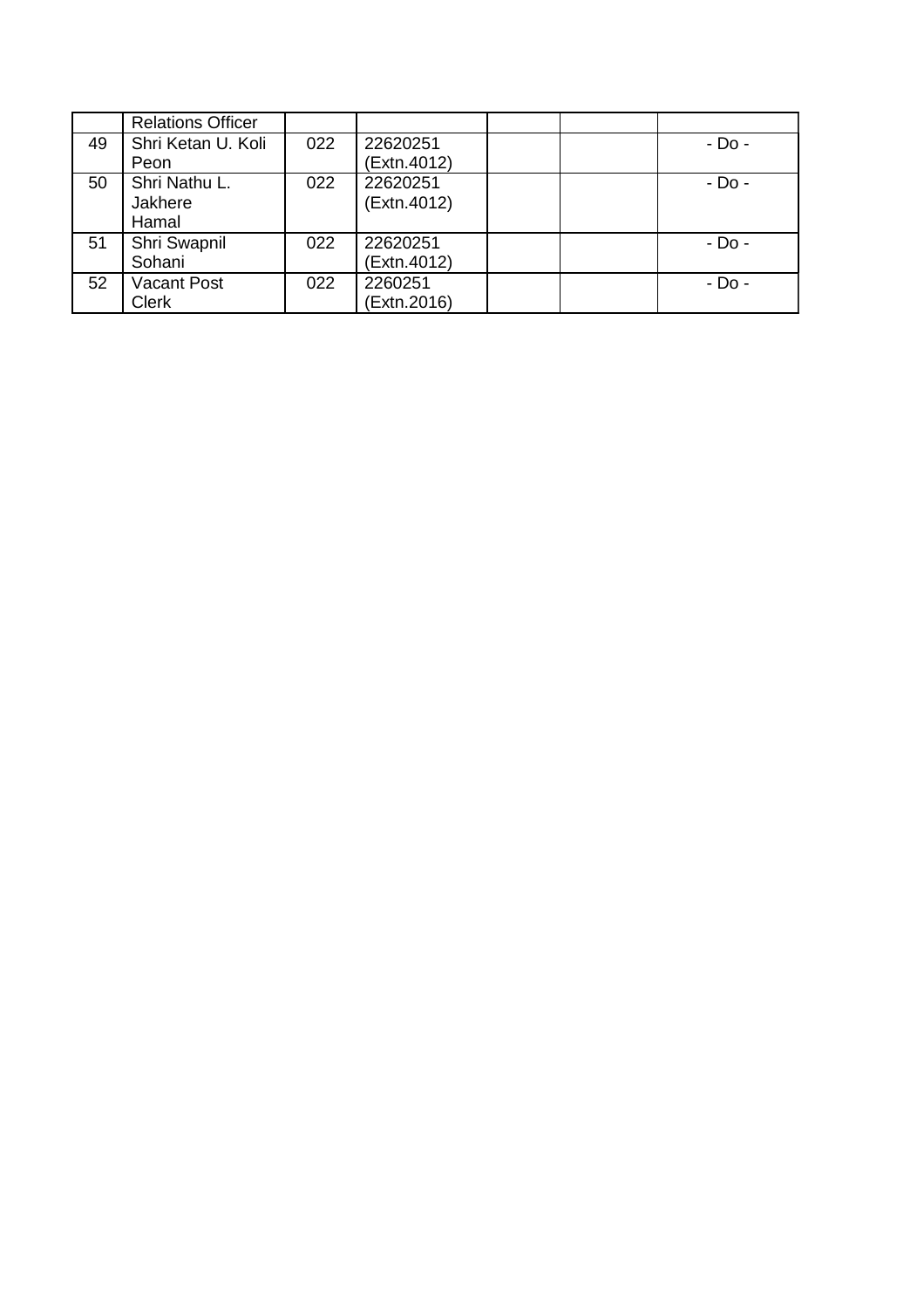| | | | | | | |
|---|---|---|---|---|---|---|
| | Relations Officer | | | | | |
| 49 | Shri Ketan U. Koli Peon | 022 | 22620251 (Extn.4012) | | | - Do - |
| 50 | Shri Nathu L. Jakhere Hamal | 022 | 22620251 (Extn.4012) | | | - Do - |
| 51 | Shri Swapnil Sohani | 022 | 22620251 (Extn.4012) | | | - Do - |
| 52 | Vacant Post Clerk | 022 | 2260251 (Extn.2016) | | | - Do - |